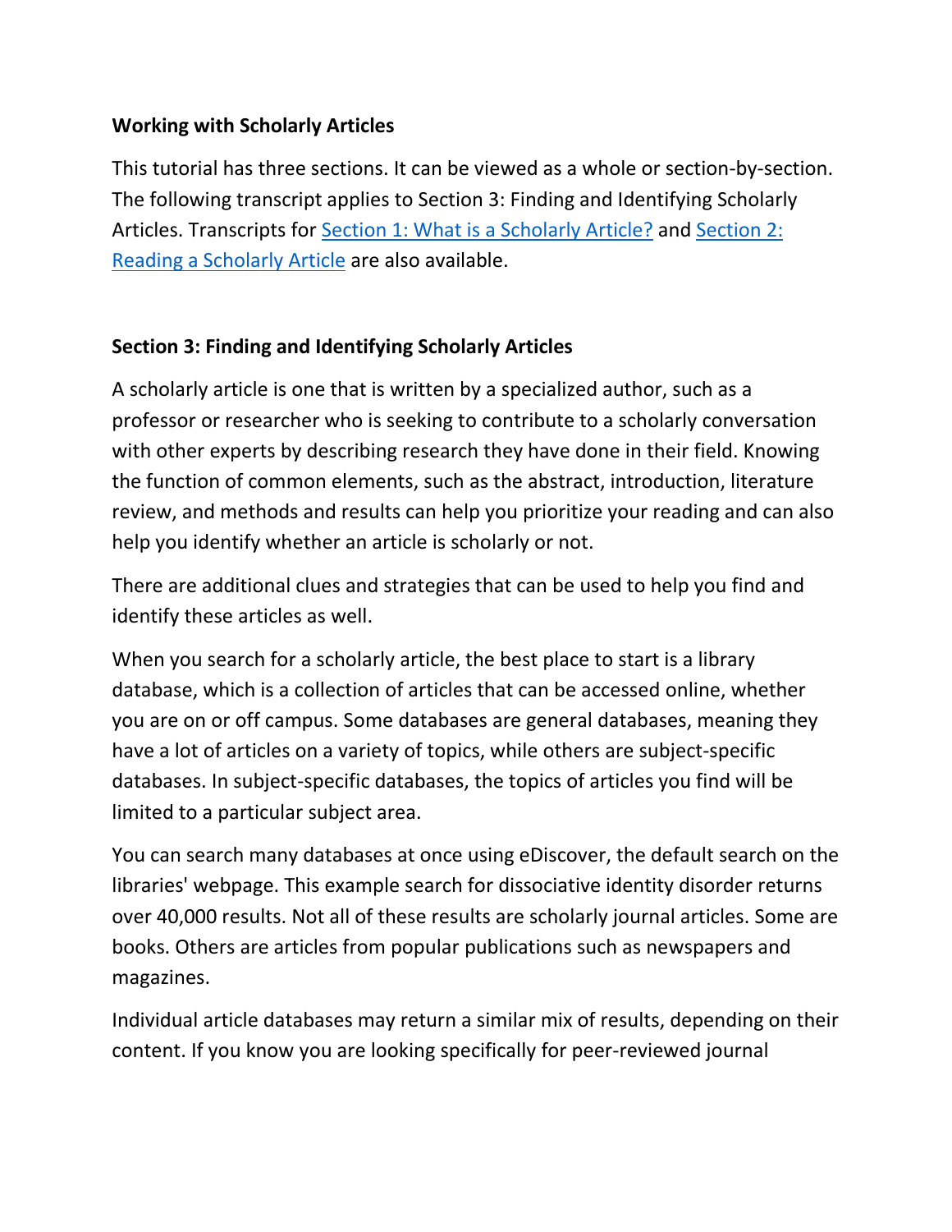## Working with Scholarly Articles

This tutorial has three sections. It can be viewed as a whole or section-by-section. The following transcript applies to Section 3: Finding and Identifying Scholarly Articles. Transcripts for [Section 1: What is a Scholarly Article?]() and [Section 2: Reading a Scholarly Article]() are also available.

## Section 3: Finding and Identifying Scholarly Articles

A scholarly article is one that is written by a specialized author, such as a professor or researcher who is seeking to contribute to a scholarly conversation with other experts by describing research they have done in their field. Knowing the function of common elements, such as the abstract, introduction, literature review, and methods and results can help you prioritize your reading and can also help you identify whether an article is scholarly or not.

There are additional clues and strategies that can be used to help you find and identify these articles as well.

When you search for a scholarly article, the best place to start is a library database, which is a collection of articles that can be accessed online, whether you are on or off campus. Some databases are general databases, meaning they have a lot of articles on a variety of topics, while others are subject-specific databases. In subject-specific databases, the topics of articles you find will be limited to a particular subject area.

You can search many databases at once using eDiscover, the default search on the libraries' webpage. This example search for dissociative identity disorder returns over 40,000 results. Not all of these results are scholarly journal articles. Some are books. Others are articles from popular publications such as newspapers and magazines.

Individual article databases may return a similar mix of results, depending on their content. If you know you are looking specifically for peer-reviewed journal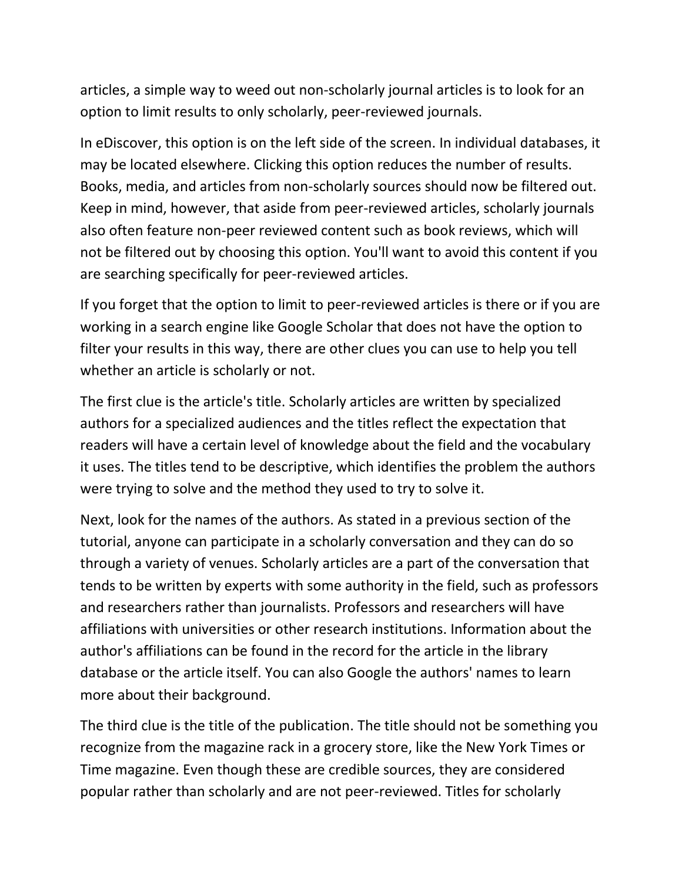articles, a simple way to weed out non-scholarly journal articles is to look for an option to limit results to only scholarly, peer-reviewed journals.

In eDiscover, this option is on the left side of the screen. In individual databases, it may be located elsewhere. Clicking this option reduces the number of results. Books, media, and articles from non-scholarly sources should now be filtered out. Keep in mind, however, that aside from peer-reviewed articles, scholarly journals also often feature non-peer reviewed content such as book reviews, which will not be filtered out by choosing this option. You'll want to avoid this content if you are searching specifically for peer-reviewed articles.

If you forget that the option to limit to peer-reviewed articles is there or if you are working in a search engine like Google Scholar that does not have the option to filter your results in this way, there are other clues you can use to help you tell whether an article is scholarly or not.

The first clue is the article's title. Scholarly articles are written by specialized authors for a specialized audiences and the titles reflect the expectation that readers will have a certain level of knowledge about the field and the vocabulary it uses. The titles tend to be descriptive, which identifies the problem the authors were trying to solve and the method they used to try to solve it.

Next, look for the names of the authors. As stated in a previous section of the tutorial, anyone can participate in a scholarly conversation and they can do so through a variety of venues. Scholarly articles are a part of the conversation that tends to be written by experts with some authority in the field, such as professors and researchers rather than journalists. Professors and researchers will have affiliations with universities or other research institutions. Information about the author's affiliations can be found in the record for the article in the library database or the article itself. You can also Google the authors' names to learn more about their background.

The third clue is the title of the publication. The title should not be something you recognize from the magazine rack in a grocery store, like the New York Times or Time magazine. Even though these are credible sources, they are considered popular rather than scholarly and are not peer-reviewed. Titles for scholarly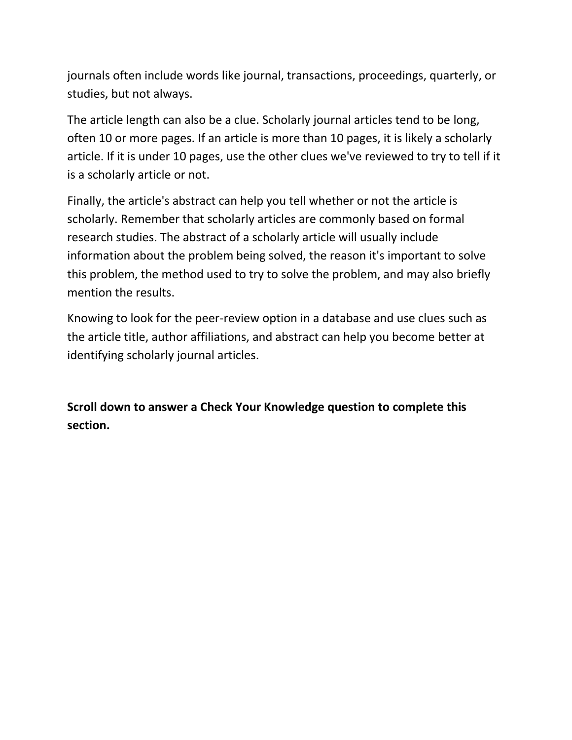journals often include words like journal, transactions, proceedings, quarterly, or studies, but not always.

The article length can also be a clue. Scholarly journal articles tend to be long, often 10 or more pages. If an article is more than 10 pages, it is likely a scholarly article. If it is under 10 pages, use the other clues we've reviewed to try to tell if it is a scholarly article or not.

Finally, the article's abstract can help you tell whether or not the article is scholarly. Remember that scholarly articles are commonly based on formal research studies. The abstract of a scholarly article will usually include information about the problem being solved, the reason it's important to solve this problem, the method used to try to solve the problem, and may also briefly mention the results.

Knowing to look for the peer-review option in a database and use clues such as the article title, author affiliations, and abstract can help you become better at identifying scholarly journal articles.

**Scroll down to answer a Check Your Knowledge question to complete this section.**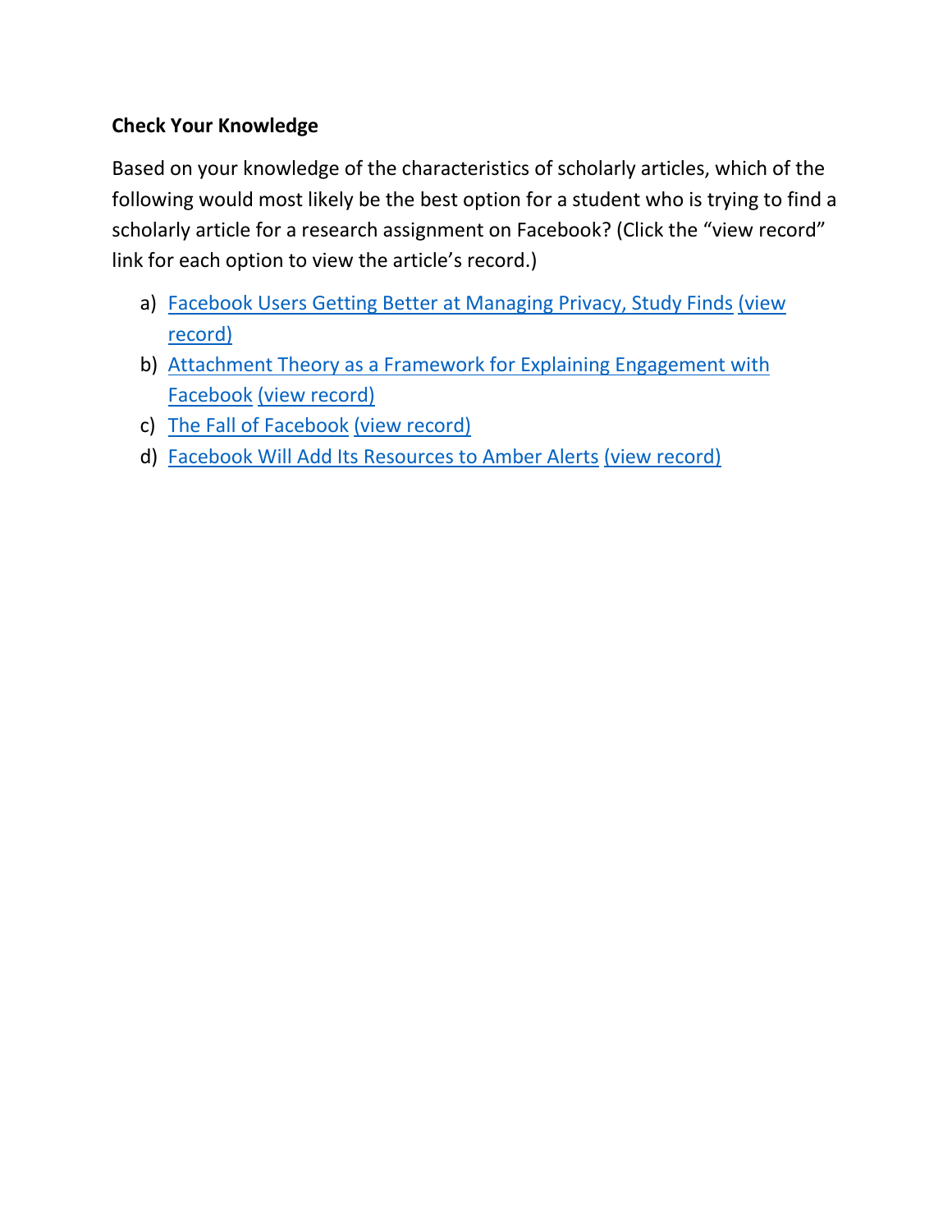**Check Your Knowledge**

Based on your knowledge of the characteristics of scholarly articles, which of the following would most likely be the best option for a student who is trying to find a scholarly article for a research assignment on Facebook? (Click the "view record" link for each option to view the article's record.)

a) Facebook Users Getting Better at Managing Privacy, Study Finds (view record)
b) Attachment Theory as a Framework for Explaining Engagement with Facebook (view record)
c) The Fall of Facebook (view record)
d) Facebook Will Add Its Resources to Amber Alerts (view record)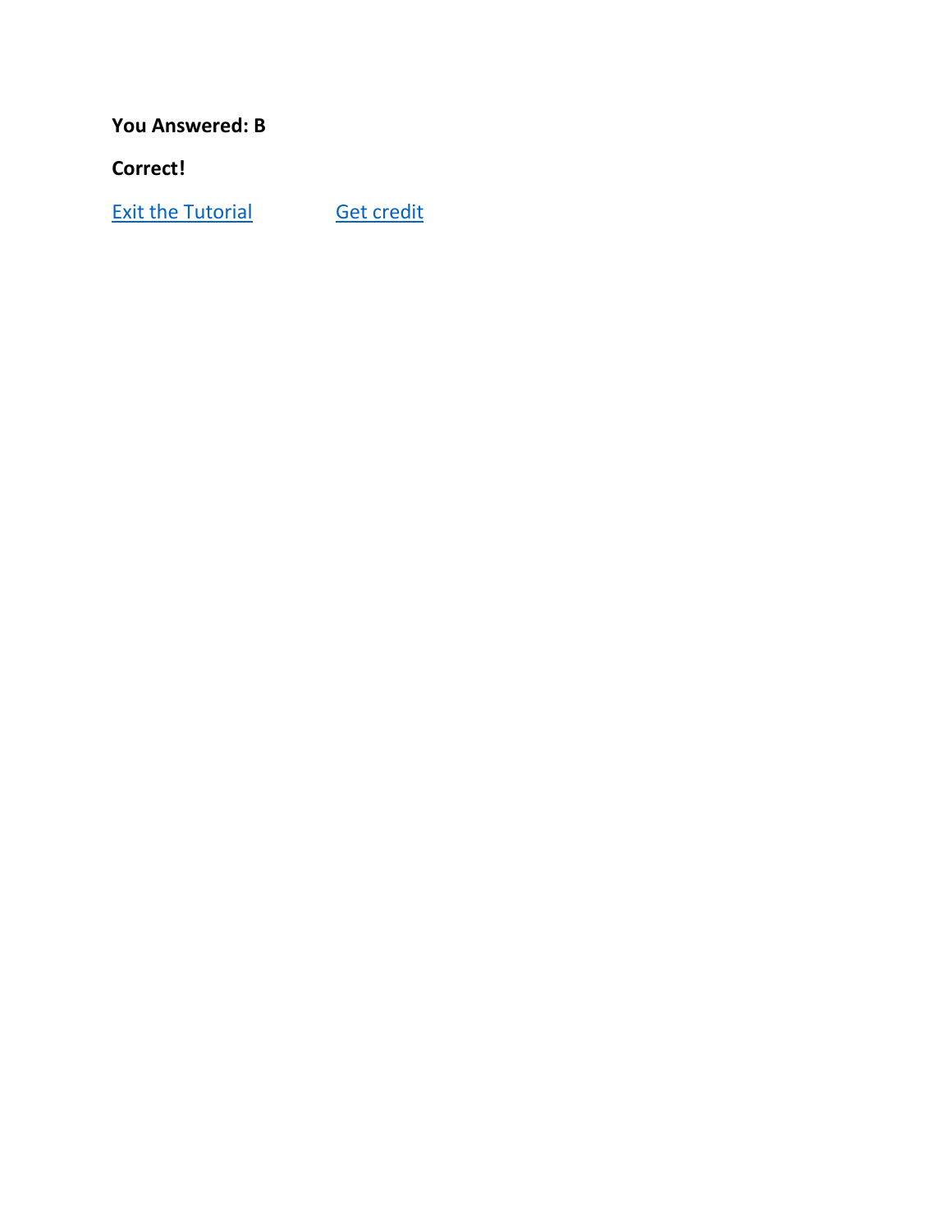**You Answered: B**

**Correct!**

Exit the Tutorial Get credit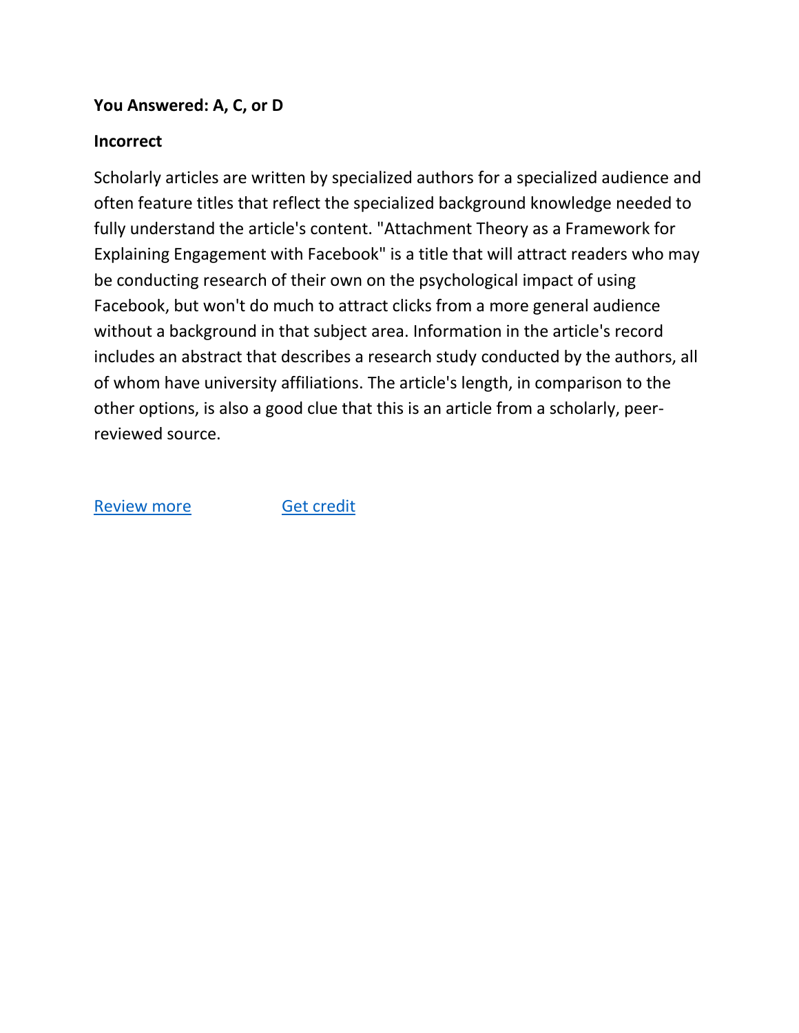**You Answered: A, C, or D**

**Incorrect**

Scholarly articles are written by specialized authors for a specialized audience and often feature titles that reflect the specialized background knowledge needed to fully understand the article's content. "Attachment Theory as a Framework for Explaining Engagement with Facebook" is a title that will attract readers who may be conducting research of their own on the psychological impact of using Facebook, but won't do much to attract clicks from a more general audience without a background in that subject area. Information in the article's record includes an abstract that describes a research study conducted by the authors, all of whom have university affiliations. The article's length, in comparison to the other options, is also a good clue that this is an article from a scholarly, peer-reviewed source.

Review more        Get credit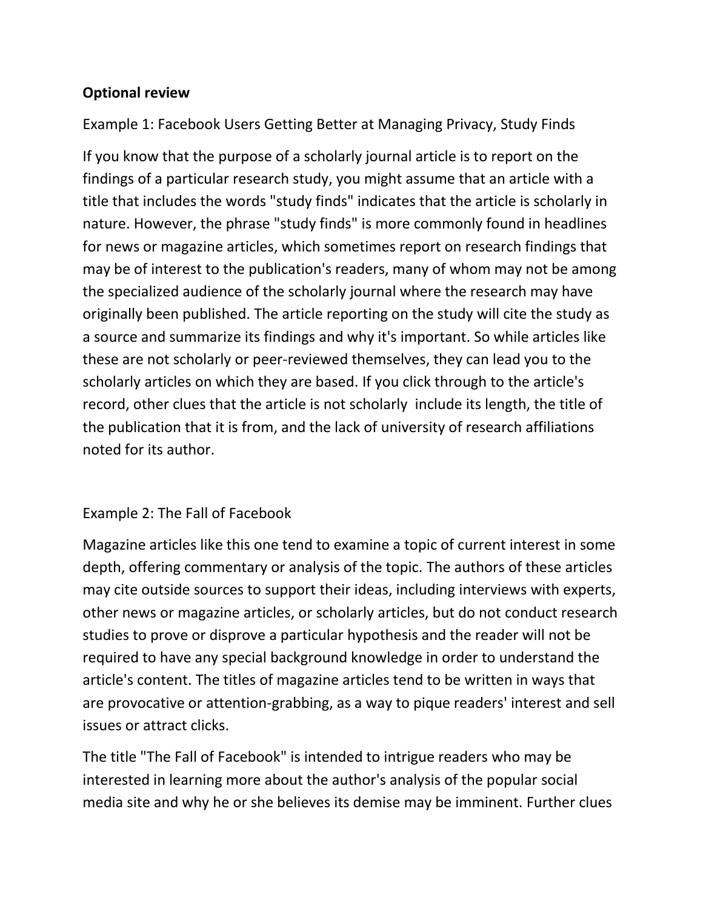**Optional review**

Example 1: Facebook Users Getting Better at Managing Privacy, Study Finds

If you know that the purpose of a scholarly journal article is to report on the findings of a particular research study, you might assume that an article with a title that includes the words "study finds" indicates that the article is scholarly in nature. However, the phrase "study finds" is more commonly found in headlines for news or magazine articles, which sometimes report on research findings that may be of interest to the publication's readers, many of whom may not be among the specialized audience of the scholarly journal where the research may have originally been published. The article reporting on the study will cite the study as a source and summarize its findings and why it's important. So while articles like these are not scholarly or peer-reviewed themselves, they can lead you to the scholarly articles on which they are based. If you click through to the article's record, other clues that the article is not scholarly include its length, the title of the publication that it is from, and the lack of university of research affiliations noted for its author.

Example 2: The Fall of Facebook

Magazine articles like this one tend to examine a topic of current interest in some depth, offering commentary or analysis of the topic. The authors of these articles may cite outside sources to support their ideas, including interviews with experts, other news or magazine articles, or scholarly articles, but do not conduct research studies to prove or disprove a particular hypothesis and the reader will not be required to have any special background knowledge in order to understand the article's content. The titles of magazine articles tend to be written in ways that are provocative or attention-grabbing, as a way to pique readers' interest and sell issues or attract clicks.

The title "The Fall of Facebook" is intended to intrigue readers who may be interested in learning more about the author's analysis of the popular social media site and why he or she believes its demise may be imminent. Further clues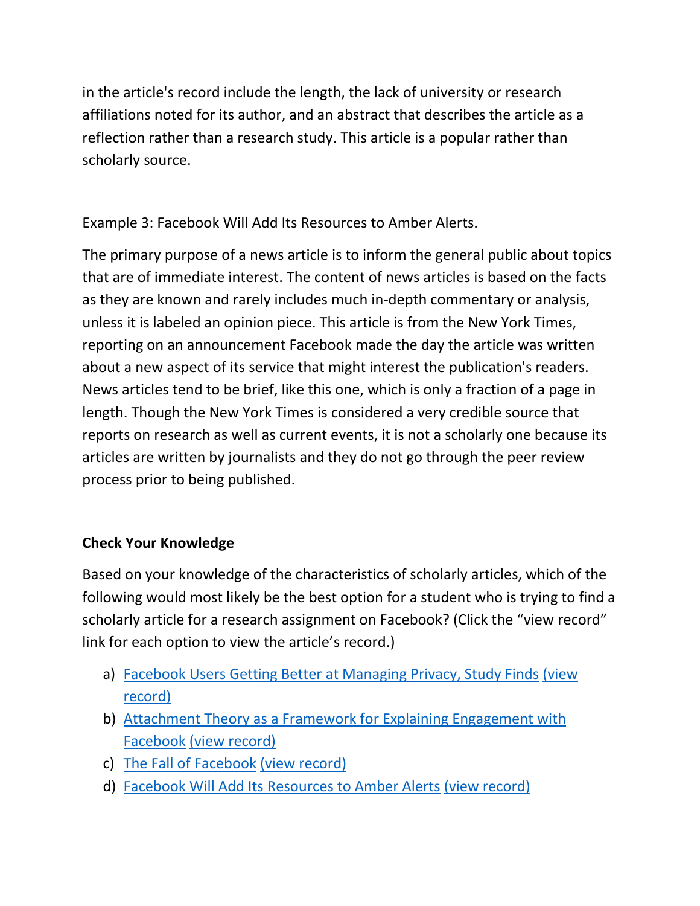in the article's record include the length, the lack of university or research affiliations noted for its author, and an abstract that describes the article as a reflection rather than a research study. This article is a popular rather than scholarly source.

Example 3: Facebook Will Add Its Resources to Amber Alerts.

The primary purpose of a news article is to inform the general public about topics that are of immediate interest. The content of news articles is based on the facts as they are known and rarely includes much in-depth commentary or analysis, unless it is labeled an opinion piece. This article is from the New York Times, reporting on an announcement Facebook made the day the article was written about a new aspect of its service that might interest the publication's readers. News articles tend to be brief, like this one, which is only a fraction of a page in length. Though the New York Times is considered a very credible source that reports on research as well as current events, it is not a scholarly one because its articles are written by journalists and they do not go through the peer review process prior to being published.

**Check Your Knowledge**

Based on your knowledge of the characteristics of scholarly articles, which of the following would most likely be the best option for a student who is trying to find a scholarly article for a research assignment on Facebook? (Click the "view record" link for each option to view the article's record.)

a) Facebook Users Getting Better at Managing Privacy, Study Finds (view record)
b) Attachment Theory as a Framework for Explaining Engagement with Facebook (view record)
c) The Fall of Facebook (view record)
d) Facebook Will Add Its Resources to Amber Alerts (view record)